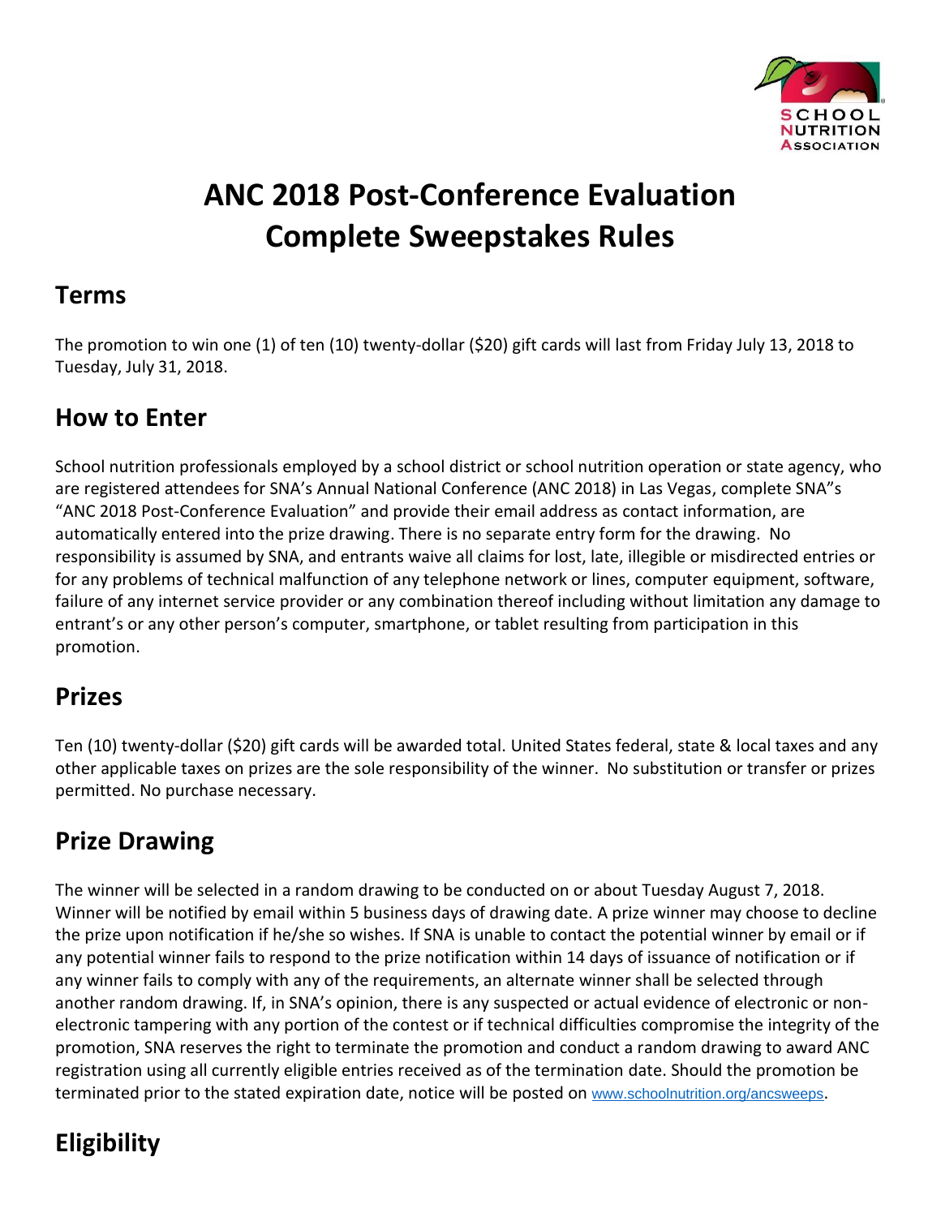# ANC 2018 Post-Conference Evaluation Complete Sweepstakes Rules

## Terms

The promotion to win one (1) of ten (10) twenty-dollar ($20) gift cards will last from Friday July 13, 2018 to Tuesday, July 31, 2018.

## How to Enter

School nutrition professionals employed by a school district or school nutrition operation or state agency, who are registered attendees for SNA's Annual National Conference (ANC 2018) in Las Vegas, complete SNA"s "ANC 2018 Post-Conference Evaluation" and provide their email address as contact information, are automatically entered into the prize drawing. There is no separate entry form for the drawing. No responsibility is assumed by SNA, and entrants waive all claims for lost, late, illegible or misdirected entries or for any problems of technical malfunction of any telephone network or lines, computer equipment, software, failure of any internet service provider or any combination thereof including without limitation any damage to entrant's or any other person's computer, smartphone, or tablet resulting from participation in this promotion.

## Prizes

Ten (10) twenty-dollar ($20) gift cards will be awarded total. United States federal, state & local taxes and any other applicable taxes on prizes are the sole responsibility of the winner. No substitution or transfer or prizes permitted. No purchase necessary.

## Prize Drawing

The winner will be selected in a random drawing to be conducted on or about Tuesday August 7, 2018. Winner will be notified by email within 5 business days of drawing date. A prize winner may choose to decline the prize upon notification if he/she so wishes. If SNA is unable to contact the potential winner by email or if any potential winner fails to respond to the prize notification within 14 days of issuance of notification or if any winner fails to comply with any of the requirements, an alternate winner shall be selected through another random drawing. If, in SNA's opinion, there is any suspected or actual evidence of electronic or non-electronic tampering with any portion of the contest or if technical difficulties compromise the integrity of the promotion, SNA reserves the right to terminate the promotion and conduct a random drawing to award ANC registration using all currently eligible entries received as of the termination date. Should the promotion be terminated prior to the stated expiration date, notice will be posted on www.schoolnutrition.org/ancsweeps.

## Eligibility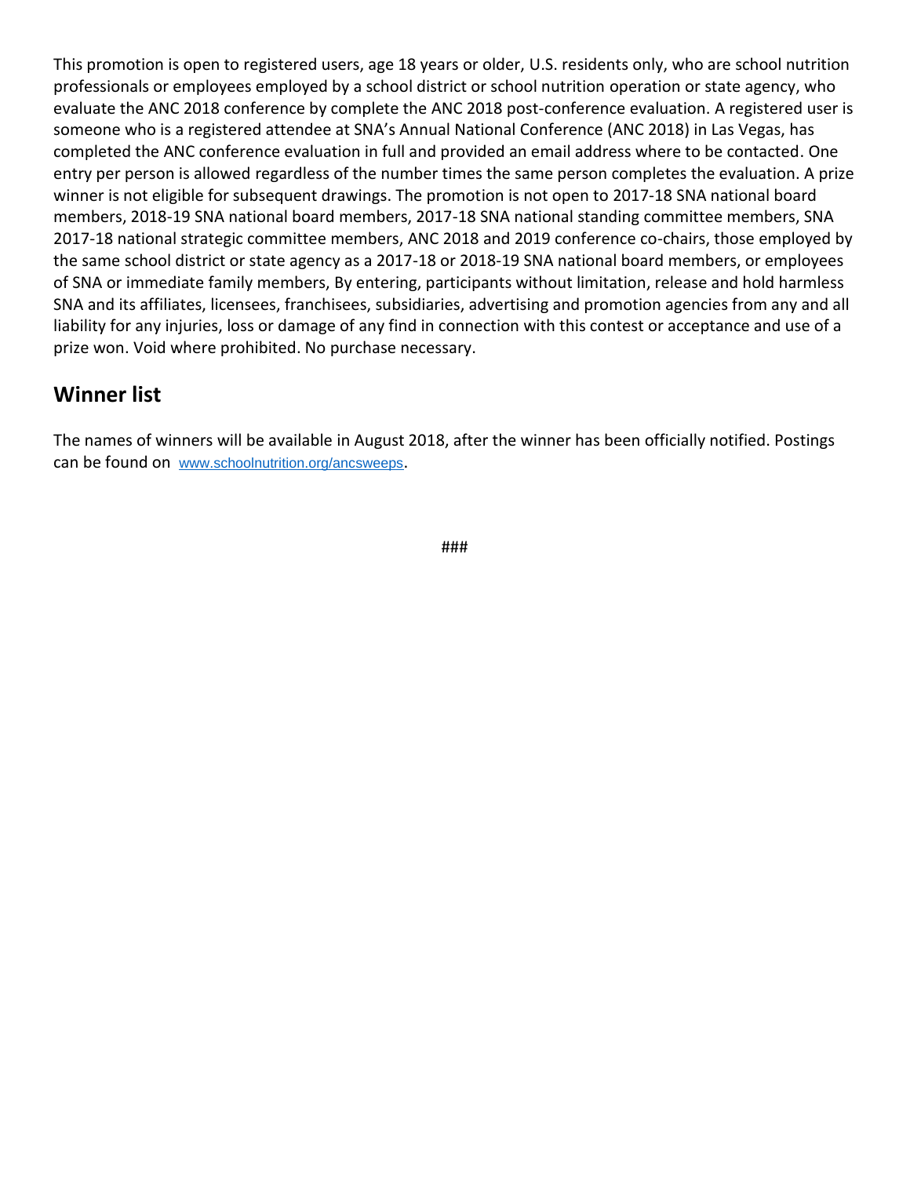This promotion is open to registered users, age 18 years or older, U.S. residents only, who are school nutrition professionals or employees employed by a school district or school nutrition operation or state agency, who evaluate the ANC 2018 conference by complete the ANC 2018 post-conference evaluation. A registered user is someone who is a registered attendee at SNA's Annual National Conference (ANC 2018) in Las Vegas, has completed the ANC conference evaluation in full and provided an email address where to be contacted. One entry per person is allowed regardless of the number times the same person completes the evaluation. A prize winner is not eligible for subsequent drawings. The promotion is not open to 2017-18 SNA national board members, 2018-19 SNA national board members, 2017-18 SNA national standing committee members, SNA 2017-18 national strategic committee members, ANC 2018 and 2019 conference co-chairs, those employed by the same school district or state agency as a 2017-18 or 2018-19 SNA national board members, or employees of SNA or immediate family members, By entering, participants without limitation, release and hold harmless SNA and its affiliates, licensees, franchisees, subsidiaries, advertising and promotion agencies from any and all liability for any injuries, loss or damage of any find in connection with this contest or acceptance and use of a prize won. Void where prohibited. No purchase necessary.

## Winner list

The names of winners will be available in August 2018, after the winner has been officially notified. Postings can be found on www.schoolnutrition.org/ancsweeps.

###